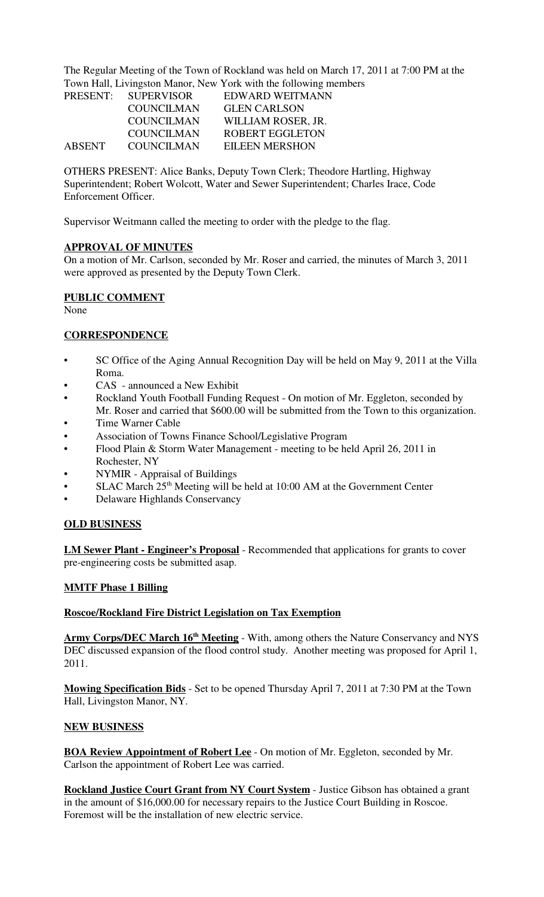The Regular Meeting of the Town of Rockland was held on March 17, 2011 at 7:00 PM at the Town Hall, Livingston Manor, New York with the following members

| | | |
|---|---|---|
| PRESENT: | SUPERVISOR | EDWARD WEITMANN |
| | COUNCILMAN | GLEN CARLSON |
| | COUNCILMAN | WILLIAM ROSER, JR. |
| | COUNCILMAN | ROBERT EGGLETON |
| ABSENT | COUNCILMAN | EILEEN MERSHON |

OTHERS PRESENT: Alice Banks, Deputy Town Clerk; Theodore Hartling, Highway Superintendent; Robert Wolcott, Water and Sewer Superintendent; Charles Irace, Code Enforcement Officer.

Supervisor Weitmann called the meeting to order with the pledge to the flag.

**APPROVAL OF MINUTES**

On a motion of Mr. Carlson, seconded by Mr. Roser and carried, the minutes of March 3, 2011 were approved as presented by the Deputy Town Clerk.

**PUBLIC COMMENT**

None

**CORRESPONDENCE**

- SC Office of the Aging Annual Recognition Day will be held on May 9, 2011 at the Villa Roma.
- CAS - announced a New Exhibit
- Rockland Youth Football Funding Request - On motion of Mr. Eggleton, seconded by Mr. Roser and carried that $600.00 will be submitted from the Town to this organization.
- Time Warner Cable
- Association of Towns Finance School/Legislative Program
- Flood Plain & Storm Water Management - meeting to be held April 26, 2011 in Rochester, NY
- NYMIR - Appraisal of Buildings
- SLAC March 25th Meeting will be held at 10:00 AM at the Government Center
- Delaware Highlands Conservancy

**OLD BUSINESS**

**LM Sewer Plant - Engineer's Proposal** - Recommended that applications for grants to cover pre-engineering costs be submitted asap.

**MMTF Phase 1 Billing**

**Roscoe/Rockland Fire District Legislation on Tax Exemption**

**Army Corps/DEC March 16th Meeting** - With, among others the Nature Conservancy and NYS DEC discussed expansion of the flood control study. Another meeting was proposed for April 1, 2011.

**Mowing Specification Bids** - Set to be opened Thursday April 7, 2011 at 7:30 PM at the Town Hall, Livingston Manor, NY.

**NEW BUSINESS**

**BOA Review Appointment of Robert Lee** - On motion of Mr. Eggleton, seconded by Mr. Carlson the appointment of Robert Lee was carried.

**Rockland Justice Court Grant from NY Court System** - Justice Gibson has obtained a grant in the amount of $16,000.00 for necessary repairs to the Justice Court Building in Roscoe. Foremost will be the installation of new electric service.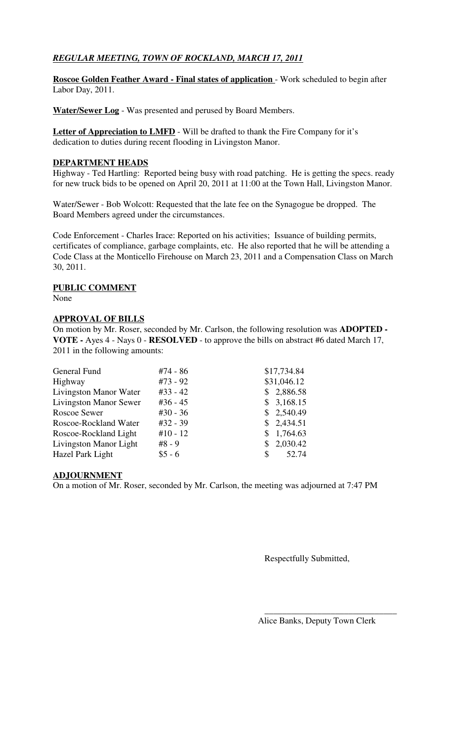***REGULAR MEETING, TOWN OF ROCKLAND, MARCH 17, 2011***

**Roscoe Golden Feather Award - Final states of application** - Work scheduled to begin after Labor Day, 2011.

**Water/Sewer Log** - Was presented and perused by Board Members.

**Letter of Appreciation to LMFD** - Will be drafted to thank the Fire Company for it's dedication to duties during recent flooding in Livingston Manor.

## DEPARTMENT HEADS

Highway - Ted Hartling: Reported being busy with road patching. He is getting the specs. ready for new truck bids to be opened on April 20, 2011 at 11:00 at the Town Hall, Livingston Manor.

Water/Sewer - Bob Wolcott: Requested that the late fee on the Synagogue be dropped. The Board Members agreed under the circumstances.

Code Enforcement - Charles Irace: Reported on his activities; Issuance of building permits, certificates of compliance, garbage complaints, etc. He also reported that he will be attending a Code Class at the Monticello Firehouse on March 23, 2011 and a Compensation Class on March 30, 2011.

## PUBLIC COMMENT

None

## APPROVAL OF BILLS

On motion by Mr. Roser, seconded by Mr. Carlson, the following resolution was **ADOPTED - VOTE -** Ayes 4 - Nays 0 - **RESOLVED** - to approve the bills on abstract #6 dated March 17, 2011 in the following amounts:

| | | |
|---|---|---|
| General Fund | #74 - 86 | $17,734.84 |
| Highway | #73 - 92 | $31,046.12 |
| Livingston Manor Water | #33 - 42 | $ 2,886.58 |
| Livingston Manor Sewer | #36 - 45 | $ 3,168.15 |
| Roscoe Sewer | #30 - 36 | $ 2,540.49 |
| Roscoe-Rockland Water | #32 - 39 | $ 2,434.51 |
| Roscoe-Rockland Light | #10 - 12 | $ 1,764.63 |
| Livingston Manor Light | #8 - 9 | $ 2,030.42 |
| Hazel Park Light | $5 - 6 | $ 52.74 |

## ADJOURNMENT

On a motion of Mr. Roser, seconded by Mr. Carlson, the meeting was adjourned at 7:47 PM

Respectfully Submitted,

\_\_\_\_\_\_\_\_\_\_\_\_\_\_\_\_\_\_\_\_\_\_\_\_\_\_\_\_\_\_

Alice Banks, Deputy Town Clerk